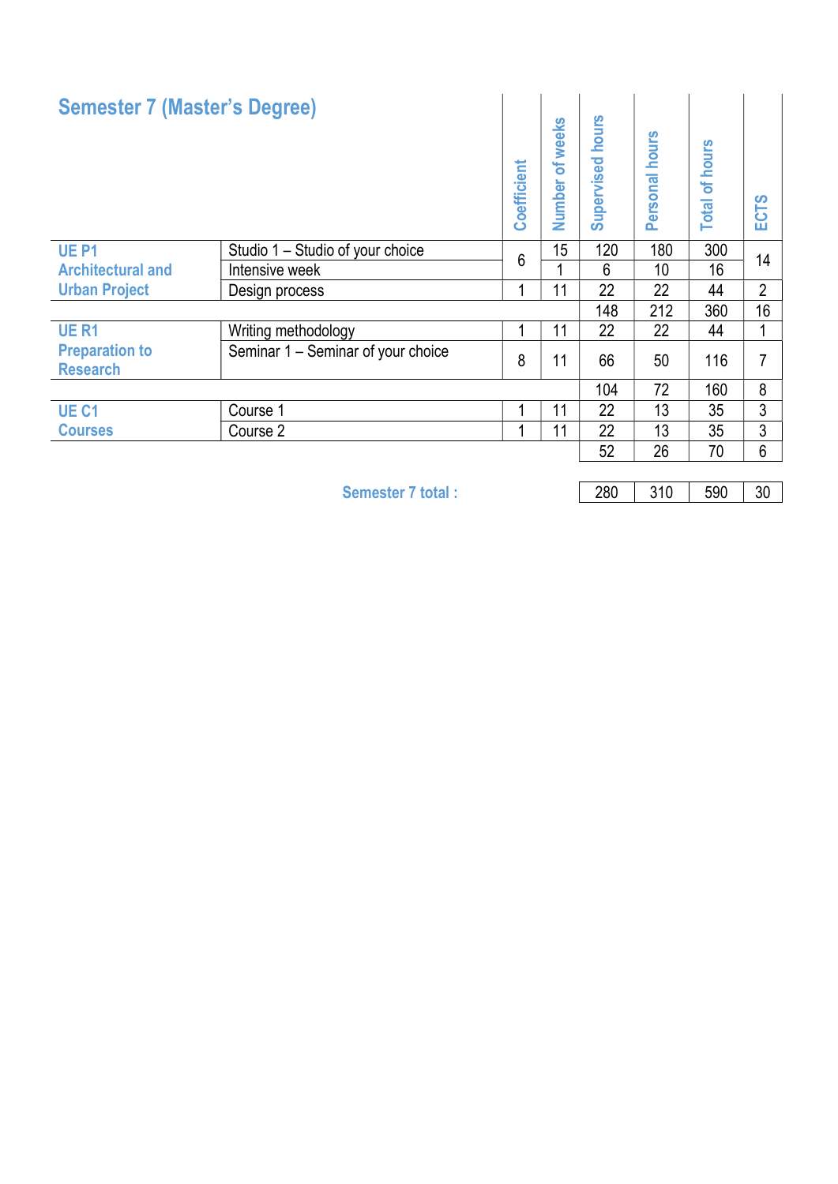## Semester 7 (Master's Degree)

| | | Coefficient | Number of weeks | Supervised hours | Personal hours | Total of hours | ECTS |
|---|---|---|---|---|---|---|---|
| **UE P1 Architectural and Urban Project** | Studio 1 – Studio of your choice | 6 | 15 | 120 | 180 | 300 | 14 |
| | Intensive week | | 1 | 6 | 10 | 16 | |
| | Design process | 1 | 11 | 22 | 22 | 44 | 2 |
| | | | | 148 | 212 | 360 | 16 |
| **UE R1 Preparation to Research** | Writing methodology | 1 | 11 | 22 | 22 | 44 | 1 |
| | Seminar 1 – Seminar of your choice | 8 | 11 | 66 | 50 | 116 | 7 |
| | | | | 104 | 72 | 160 | 8 |
| **UE C1 Courses** | Course 1 | 1 | 11 | 22 | 13 | 35 | 3 |
| | Course 2 | 1 | 11 | 22 | 13 | 35 | 3 |
| | | | | 52 | 26 | 70 | 6 |
| | **Semester 7 total :** | | | 280 | 310 | 590 | 30 |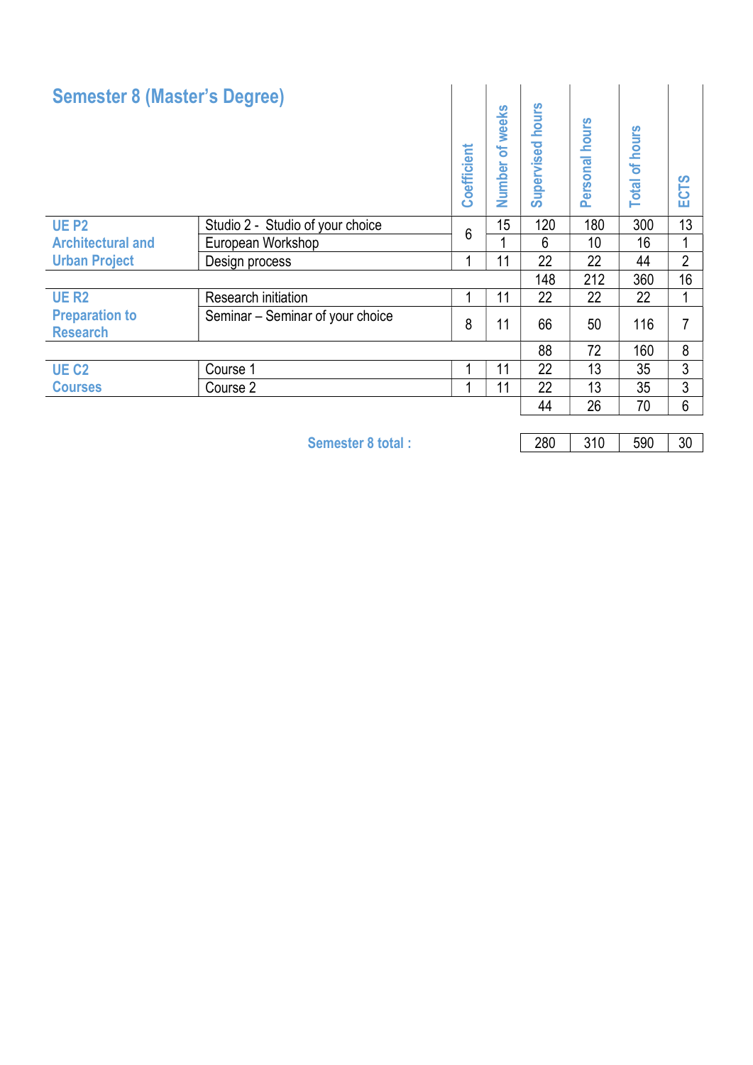## Semester 8 (Master's Degree)

| | | Coefficient | Number of weeks | Supervised hours | Personal hours | Total of hours | ECTS |
|---|---|---|---|---|---|---|---|
| **UE P2 Architectural and Urban Project** | Studio 2 - Studio of your choice | 6 | 15 | 120 | 180 | 300 | 13 |
| | European Workshop | | 1 | 6 | 10 | 16 | 1 |
| | Design process | 1 | 11 | 22 | 22 | 44 | 2 |
| | | | | 148 | 212 | 360 | 16 |
| **UE R2 Preparation to Research** | Research initiation | 1 | 11 | 22 | 22 | 22 | 1 |
| | Seminar – Seminar of your choice | 8 | 11 | 66 | 50 | 116 | 7 |
| | | | | 88 | 72 | 160 | 8 |
| **UE C2 Courses** | Course 1 | 1 | 11 | 22 | 13 | 35 | 3 |
| | Course 2 | 1 | 11 | 22 | 13 | 35 | 3 |
| | | | | 44 | 26 | 70 | 6 |
| | **Semester 8 total :** | | | 280 | 310 | 590 | 30 |